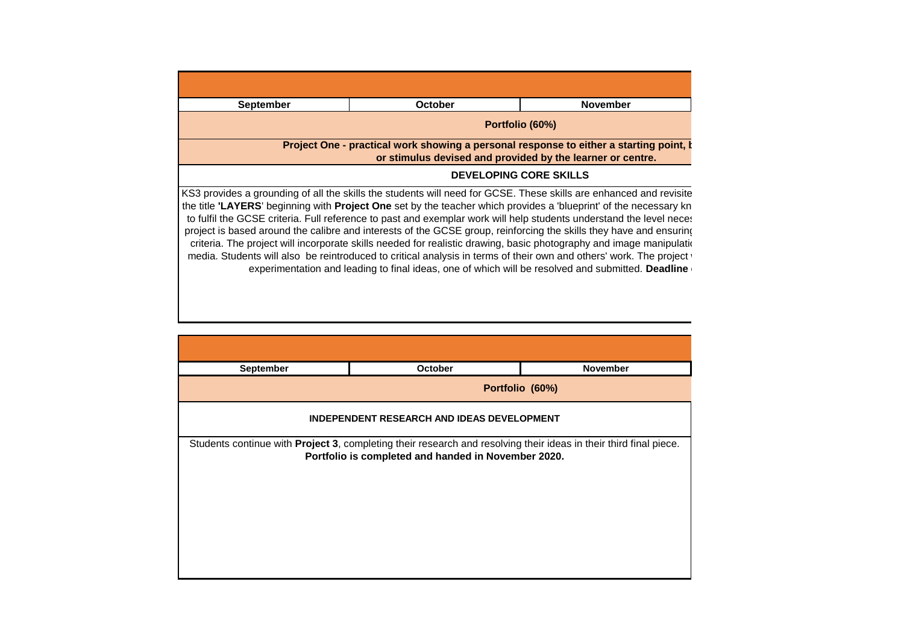| September | October | November |
|---|---|---|
| | Portfolio (60%) | |
| | Project One - practical work showing a personal response to either a starting point, b or stimulus devised and provided by the learner or centre. | |
| | DEVELOPING CORE SKILLS | |
| KS3 provides a grounding of all the skills the students will need for GCSE. These skills are enhanced and revisite the title **'LAYERS**' beginning with **Project One** set by the teacher which provides a 'blueprint' of the necessary kn to fulfil the GCSE criteria. Full reference to past and exemplar work will help students understand the level neces project is based around the calibre and interests of the GCSE group, reinforcing the skills they have and ensuring criteria. The project will incorporate skills needed for realistic drawing, basic photography and image manipulati media. Students will also be reintroduced to critical analysis in terms of their own and others' work. The project experimentation and leading to final ideas, one of which will be resolved and submitted. **Deadline** | | |

| September | October | November |
|---|---|---|
| | Portfolio (60%) | |
| | INDEPENDENT RESEARCH AND IDEAS DEVELOPMENT | |
| Students continue with **Project 3**, completing their research and resolving their ideas in their third final piece. **Portfolio is completed and handed in November 2020.** | | |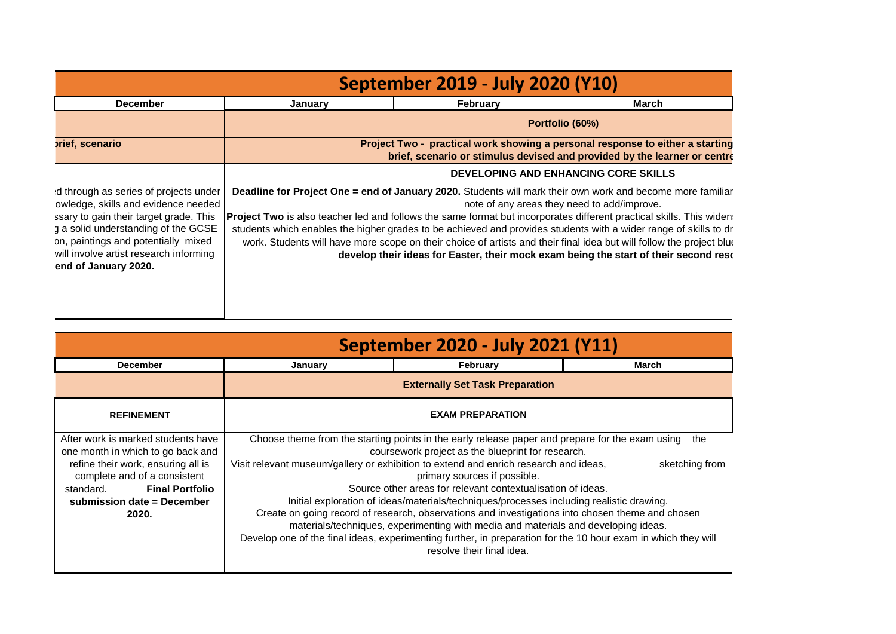## September 2019 - July 2020 (Y10)

| December | January | February | March |
|---|---|---|---|
| | Portfolio (60%) | | |
| **ɔrief, scenario** | **Project Two - practical work showing a personal response to either a starting brief, scenario or stimulus devised and provided by the learner or centre** | | |
| | **DEVELOPING AND ENHANCING CORE SKILLS** | | |
| ɛd through as series of projects under owledge, skills and evidence needed ssary to gain their target grade. This g a solid understanding of the GCSE on, paintings and potentially mixed will involve artist research informing **end of January 2020.** | **Deadline for Project One = end of January 2020.** Students will mark their own work and become more familiar note of any areas they need to add/improve. **Project Two** is also teacher led and follows the same format but incorporates different practical skills. This widen students which enables the higher grades to be achieved and provides students with a wider range of skills to dr work. Students will have more scope on their choice of artists and their final idea but will follow the project blue **develop their ideas for Easter, their mock exam being the start of their second reso** | | |

## September 2020 - July 2021 (Y11)

| December | January | February | March |
|---|---|---|---|
| | **Externally Set Task Preparation** | | |
| **REFINEMENT** | **EXAM PREPARATION** | | |
| After work is marked students have one month in which to go back and refine their work, ensuring all is complete and of a consistent standard. **Final Portfolio submission date = December 2020.** | Choose theme from the starting points in the early release paper and prepare for the exam using the coursework project as the blueprint for research. Visit relevant museum/gallery or exhibition to extend and enrich research and ideas, sketching from primary sources if possible. Source other areas for relevant contextualisation of ideas. Initial exploration of ideas/materials/techniques/processes including realistic drawing. Create on going record of research, observations and investigations into chosen theme and chosen materials/techniques, experimenting with media and materials and developing ideas. Develop one of the final ideas, experimenting further, in preparation for the 10 hour exam in which they will resolve their final idea. | | |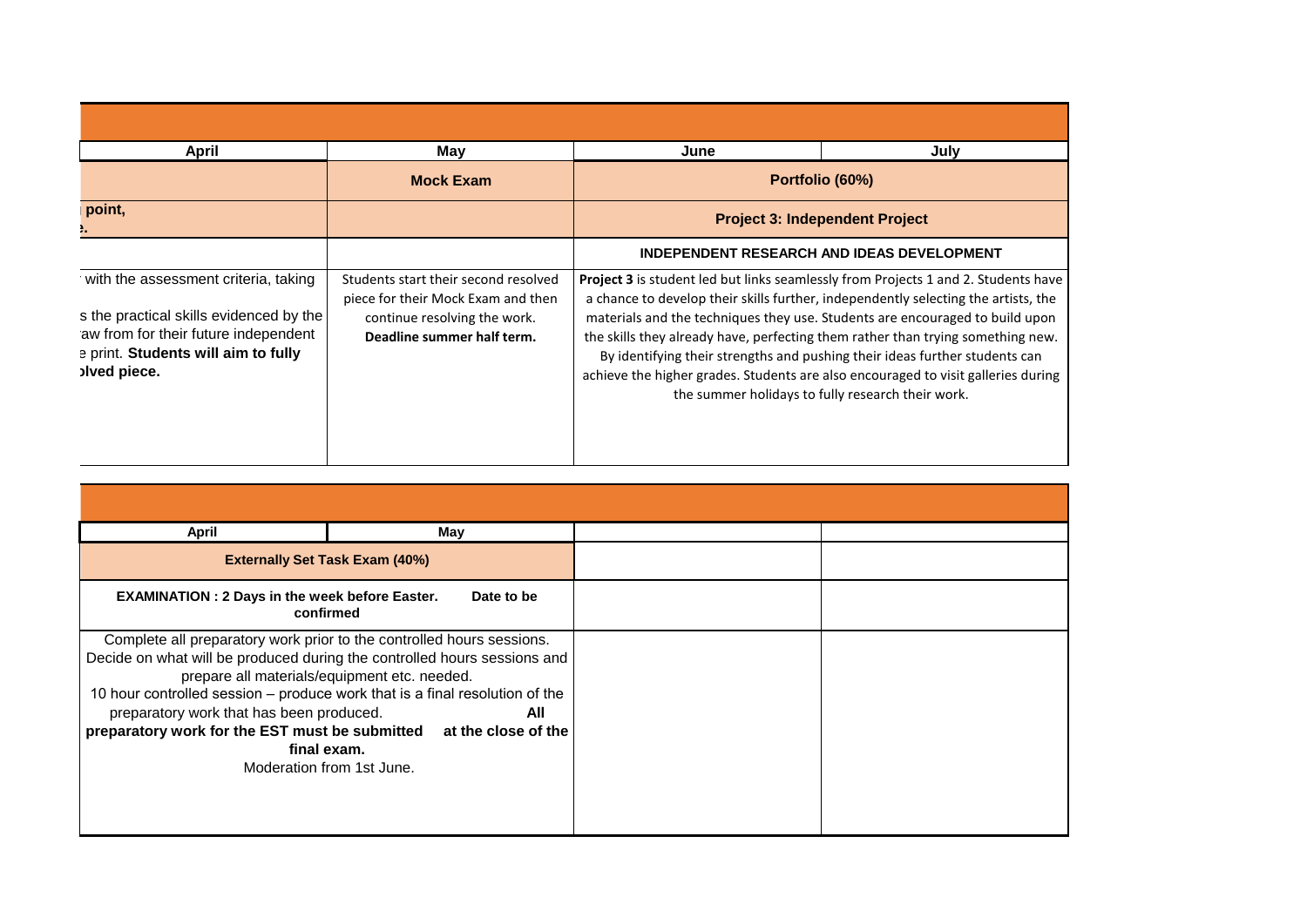| April | May | June | July |
|---|---|---|---|
| | **Mock Exam** | **Portfolio (60%)** | |
| **point,** <br> **e.** | | **Project 3: Independent Project** | |
| | | **INDEPENDENT RESEARCH AND IDEAS DEVELOPMENT** | |
| with the assessment criteria, taking <br><br> s the practical skills evidenced by the aw from for their future independent e print. **Students will aim to fully olved piece.** | Students start their second resolved piece for their Mock Exam and then continue resolving the work. **Deadline summer half term.** | **Project 3** is student led but links seamlessly from Projects 1 and 2. Students have a chance to develop their skills further, independently selecting the artists, the materials and the techniques they use. Students are encouraged to build upon the skills they already have, perfecting them rather than trying something new. By identifying their strengths and pushing their ideas further students can achieve the higher grades. Students are also encouraged to visit galleries during the summer holidays to fully research their work. | |

| April | May | | |
|---|---|---|---|
| **Externally Set Task Exam (40%)** | | | |
| **EXAMINATION : 2 Days in the week before Easter. Date to be confirmed** | | | |
| Complete all preparatory work prior to the controlled hours sessions. Decide on what will be produced during the controlled hours sessions and prepare all materials/equipment etc. needed. 10 hour controlled session – produce work that is a final resolution of the preparatory work that has been produced. **All preparatory work for the EST must be submitted at the close of the final exam.** Moderation from 1st June. | | | |